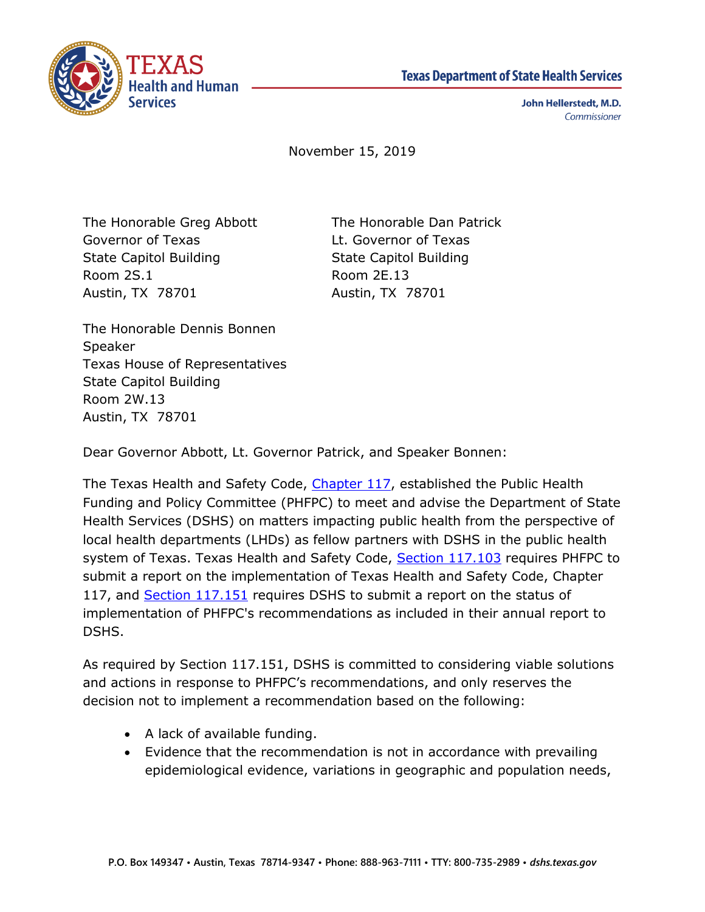Texas Department of State Health Services

John Hellerstedt, M.D.
*Commissioner*

November 15, 2019

The Honorable Greg Abbott
Governor of Texas
State Capitol Building
Room 2S.1
Austin, TX 78701

The Honorable Dan Patrick
Lt. Governor of Texas
State Capitol Building
Room 2E.13
Austin, TX 78701

The Honorable Dennis Bonnen
Speaker
Texas House of Representatives
State Capitol Building
Room 2W.13
Austin, TX 78701

Dear Governor Abbott, Lt. Governor Patrick, and Speaker Bonnen:

The Texas Health and Safety Code, Chapter 117, established the Public Health Funding and Policy Committee (PHFPC) to meet and advise the Department of State Health Services (DSHS) on matters impacting public health from the perspective of local health departments (LHDs) as fellow partners with DSHS in the public health system of Texas. Texas Health and Safety Code, Section 117.103 requires PHFPC to submit a report on the implementation of Texas Health and Safety Code, Chapter 117, and Section 117.151 requires DSHS to submit a report on the status of implementation of PHFPC's recommendations as included in their annual report to DSHS.

As required by Section 117.151, DSHS is committed to considering viable solutions and actions in response to PHFPC's recommendations, and only reserves the decision not to implement a recommendation based on the following:

- A lack of available funding.
- Evidence that the recommendation is not in accordance with prevailing epidemiological evidence, variations in geographic and population needs,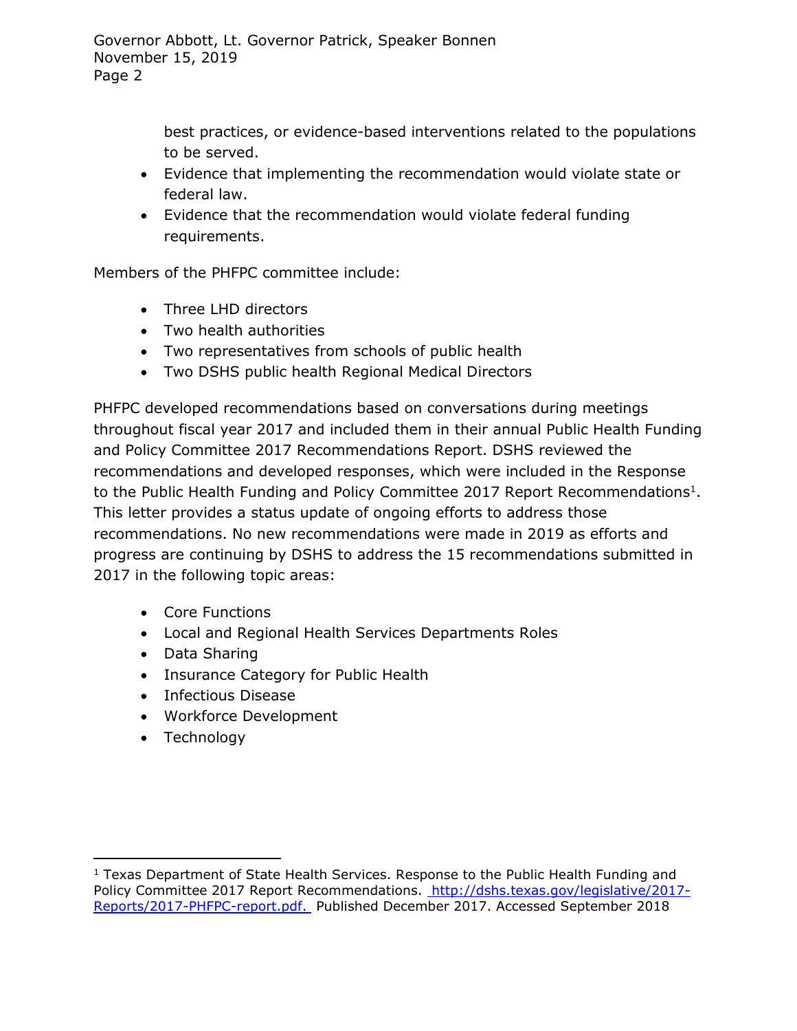best practices, or evidence-based interventions related to the populations to be served.

- Evidence that implementing the recommendation would violate state or federal law.
- Evidence that the recommendation would violate federal funding requirements.

Members of the PHFPC committee include:

- Three LHD directors
- Two health authorities
- Two representatives from schools of public health
- Two DSHS public health Regional Medical Directors

PHFPC developed recommendations based on conversations during meetings throughout fiscal year 2017 and included them in their annual Public Health Funding and Policy Committee 2017 Recommendations Report. DSHS reviewed the recommendations and developed responses, which were included in the Response to the Public Health Funding and Policy Committee 2017 Report Recommendations[1]. This letter provides a status update of ongoing efforts to address those recommendations. No new recommendations were made in 2019 as efforts and progress are continuing by DSHS to address the 15 recommendations submitted in 2017 in the following topic areas:

- Core Functions
- Local and Regional Health Services Departments Roles
- Data Sharing
- Insurance Category for Public Health
- Infectious Disease
- Workforce Development
- Technology

---

[1] Texas Department of State Health Services. Response to the Public Health Funding and Policy Committee 2017 Report Recommendations. http://dshs.texas.gov/legislative/2017-Reports/2017-PHFPC-report.pdf. Published December 2017. Accessed September 2018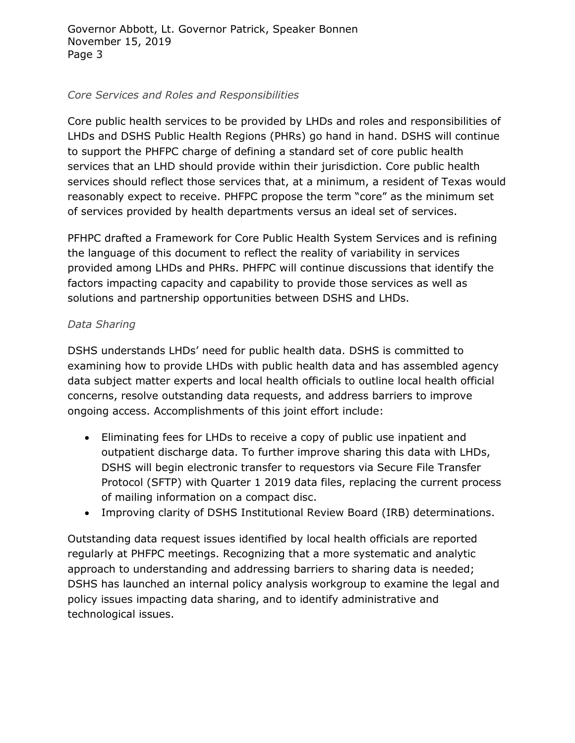*Core Services and Roles and Responsibilities*

Core public health services to be provided by LHDs and roles and responsibilities of LHDs and DSHS Public Health Regions (PHRs) go hand in hand. DSHS will continue to support the PHFPC charge of defining a standard set of core public health services that an LHD should provide within their jurisdiction. Core public health services should reflect those services that, at a minimum, a resident of Texas would reasonably expect to receive. PHFPC propose the term "core" as the minimum set of services provided by health departments versus an ideal set of services.

PFHPC drafted a Framework for Core Public Health System Services and is refining the language of this document to reflect the reality of variability in services provided among LHDs and PHRs. PHFPC will continue discussions that identify the factors impacting capacity and capability to provide those services as well as solutions and partnership opportunities between DSHS and LHDs.

*Data Sharing*

DSHS understands LHDs' need for public health data. DSHS is committed to examining how to provide LHDs with public health data and has assembled agency data subject matter experts and local health officials to outline local health official concerns, resolve outstanding data requests, and address barriers to improve ongoing access. Accomplishments of this joint effort include:

- Eliminating fees for LHDs to receive a copy of public use inpatient and outpatient discharge data. To further improve sharing this data with LHDs, DSHS will begin electronic transfer to requestors via Secure File Transfer Protocol (SFTP) with Quarter 1 2019 data files, replacing the current process of mailing information on a compact disc.
- Improving clarity of DSHS Institutional Review Board (IRB) determinations.

Outstanding data request issues identified by local health officials are reported regularly at PHFPC meetings. Recognizing that a more systematic and analytic approach to understanding and addressing barriers to sharing data is needed; DSHS has launched an internal policy analysis workgroup to examine the legal and policy issues impacting data sharing, and to identify administrative and technological issues.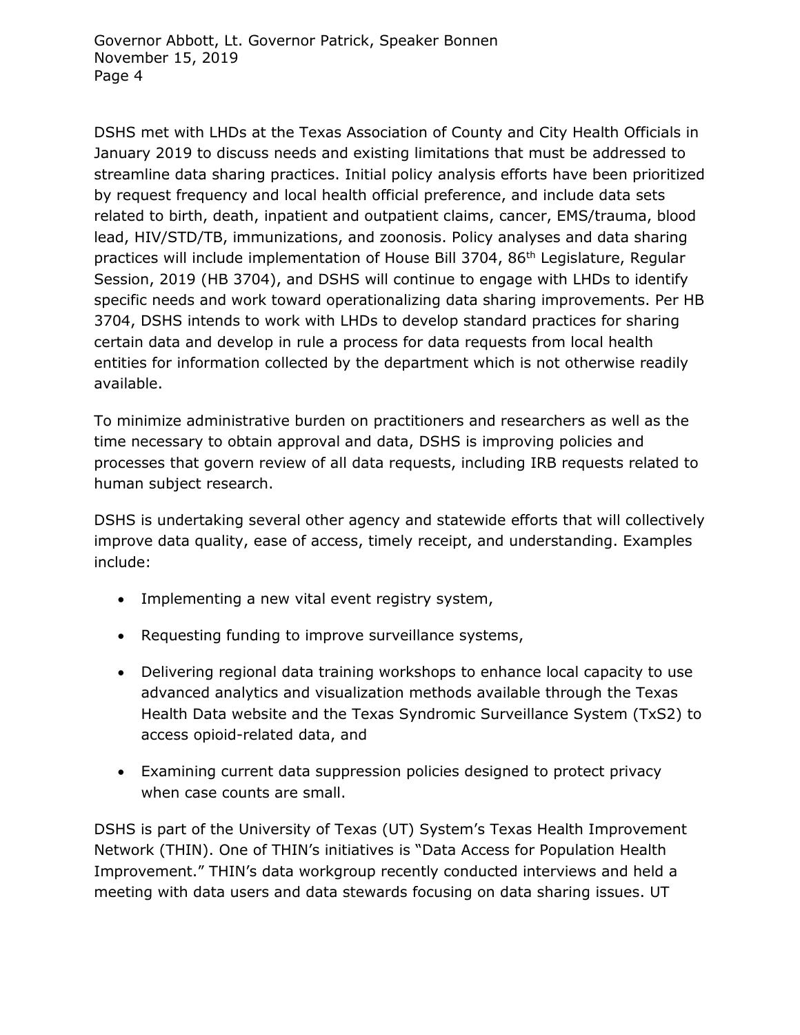DSHS met with LHDs at the Texas Association of County and City Health Officials in January 2019 to discuss needs and existing limitations that must be addressed to streamline data sharing practices. Initial policy analysis efforts have been prioritized by request frequency and local health official preference, and include data sets related to birth, death, inpatient and outpatient claims, cancer, EMS/trauma, blood lead, HIV/STD/TB, immunizations, and zoonosis. Policy analyses and data sharing practices will include implementation of House Bill 3704, 86th Legislature, Regular Session, 2019 (HB 3704), and DSHS will continue to engage with LHDs to identify specific needs and work toward operationalizing data sharing improvements. Per HB 3704, DSHS intends to work with LHDs to develop standard practices for sharing certain data and develop in rule a process for data requests from local health entities for information collected by the department which is not otherwise readily available.

To minimize administrative burden on practitioners and researchers as well as the time necessary to obtain approval and data, DSHS is improving policies and processes that govern review of all data requests, including IRB requests related to human subject research.

DSHS is undertaking several other agency and statewide efforts that will collectively improve data quality, ease of access, timely receipt, and understanding. Examples include:

- Implementing a new vital event registry system,
- Requesting funding to improve surveillance systems,
- Delivering regional data training workshops to enhance local capacity to use advanced analytics and visualization methods available through the Texas Health Data website and the Texas Syndromic Surveillance System (TxS2) to access opioid-related data, and
- Examining current data suppression policies designed to protect privacy when case counts are small.

DSHS is part of the University of Texas (UT) System's Texas Health Improvement Network (THIN). One of THIN's initiatives is "Data Access for Population Health Improvement." THIN's data workgroup recently conducted interviews and held a meeting with data users and data stewards focusing on data sharing issues. UT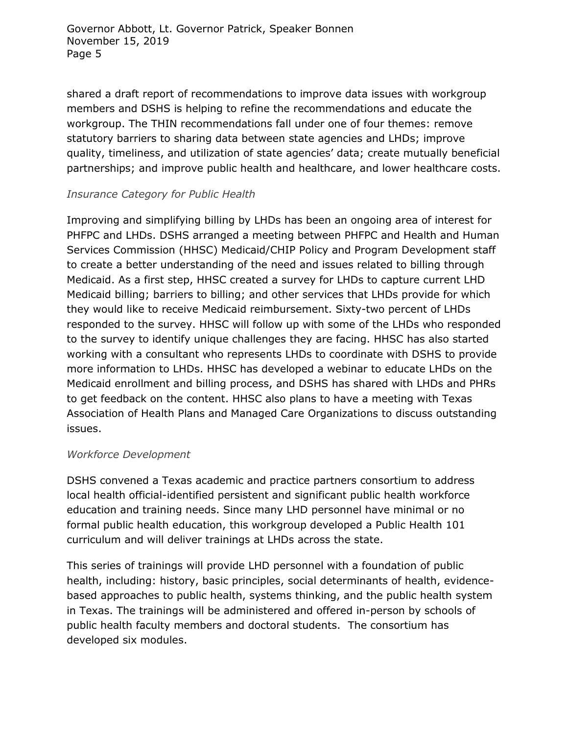shared a draft report of recommendations to improve data issues with workgroup members and DSHS is helping to refine the recommendations and educate the workgroup. The THIN recommendations fall under one of four themes: remove statutory barriers to sharing data between state agencies and LHDs; improve quality, timeliness, and utilization of state agencies' data; create mutually beneficial partnerships; and improve public health and healthcare, and lower healthcare costs.

*Insurance Category for Public Health*

Improving and simplifying billing by LHDs has been an ongoing area of interest for PHFPC and LHDs. DSHS arranged a meeting between PHFPC and Health and Human Services Commission (HHSC) Medicaid/CHIP Policy and Program Development staff to create a better understanding of the need and issues related to billing through Medicaid. As a first step, HHSC created a survey for LHDs to capture current LHD Medicaid billing; barriers to billing; and other services that LHDs provide for which they would like to receive Medicaid reimbursement. Sixty-two percent of LHDs responded to the survey. HHSC will follow up with some of the LHDs who responded to the survey to identify unique challenges they are facing. HHSC has also started working with a consultant who represents LHDs to coordinate with DSHS to provide more information to LHDs. HHSC has developed a webinar to educate LHDs on the Medicaid enrollment and billing process, and DSHS has shared with LHDs and PHRs to get feedback on the content. HHSC also plans to have a meeting with Texas Association of Health Plans and Managed Care Organizations to discuss outstanding issues.

*Workforce Development*

DSHS convened a Texas academic and practice partners consortium to address local health official-identified persistent and significant public health workforce education and training needs. Since many LHD personnel have minimal or no formal public health education, this workgroup developed a Public Health 101 curriculum and will deliver trainings at LHDs across the state.

This series of trainings will provide LHD personnel with a foundation of public health, including: history, basic principles, social determinants of health, evidence-based approaches to public health, systems thinking, and the public health system in Texas. The trainings will be administered and offered in-person by schools of public health faculty members and doctoral students. The consortium has developed six modules.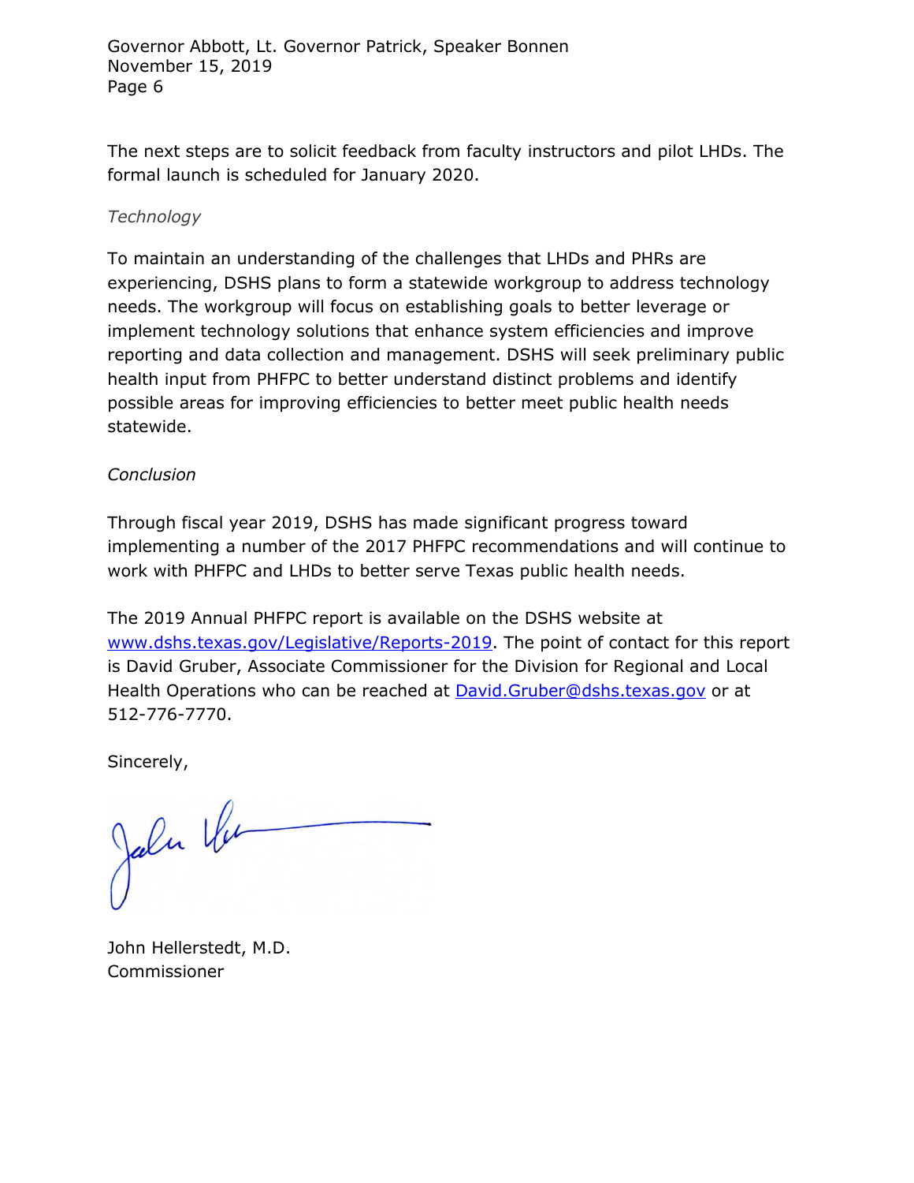The next steps are to solicit feedback from faculty instructors and pilot LHDs. The formal launch is scheduled for January 2020.

*Technology*

To maintain an understanding of the challenges that LHDs and PHRs are experiencing, DSHS plans to form a statewide workgroup to address technology needs. The workgroup will focus on establishing goals to better leverage or implement technology solutions that enhance system efficiencies and improve reporting and data collection and management. DSHS will seek preliminary public health input from PHFPC to better understand distinct problems and identify possible areas for improving efficiencies to better meet public health needs statewide.

*Conclusion*

Through fiscal year 2019, DSHS has made significant progress toward implementing a number of the 2017 PHFPC recommendations and will continue to work with PHFPC and LHDs to better serve Texas public health needs.

The 2019 Annual PHFPC report is available on the DSHS website at [www.dshs.texas.gov/Legislative/Reports-2019](www.dshs.texas.gov/Legislative/Reports-2019). The point of contact for this report is David Gruber, Associate Commissioner for the Division for Regional and Local Health Operations who can be reached at [David.Gruber@dshs.texas.gov](mailto:David.Gruber@dshs.texas.gov) or at 512-776-7770.

Sincerely,

John Hellerstedt, M.D.
Commissioner